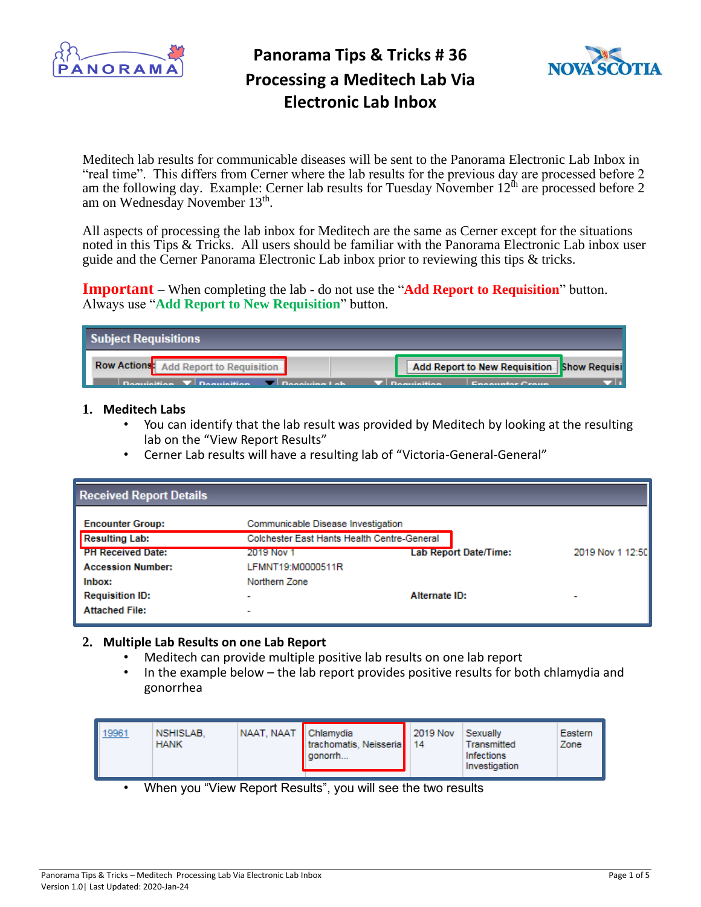# Panorama Tips & Tricks # 36
# Processing a Meditech Lab Via Electronic Lab Inbox

Meditech lab results for communicable diseases will be sent to the Panorama Electronic Lab Inbox in "real time". This differs from Cerner where the lab results for the previous day are processed before 2 am the following day. Example: Cerner lab results for Tuesday November 12th are processed before 2 am on Wednesday November 13th.

All aspects of processing the lab inbox for Meditech are the same as Cerner except for the situations noted in this Tips & Tricks. All users should be familiar with the Panorama Electronic Lab inbox user guide and the Cerner Panorama Electronic Lab inbox prior to reviewing this tips & tricks.

**Important** – When completing the lab - do not use the "**Add Report to Requisition**" button. Always use "**Add Report to New Requisition**" button.

**Subject Requisitions**

Row Actions: Add Report to Requisition | Add Report to New Requisition | Show Requisi...

## 1. Meditech Labs

- You can identify that the lab result was provided by Meditech by looking at the resulting lab on the "View Report Results"
- Cerner Lab results will have a resulting lab of "Victoria-General-General"

**Received Report Details**

| | | | |
|---|---|---|---|
| **Encounter Group:** | Communicable Disease Investigation | | |
| **Resulting Lab:** | Colchester East Hants Health Centre-General | | |
| **PH Received Date:** | 2019 Nov 1 | **Lab Report Date/Time:** | 2019 Nov 1 12:50 |
| **Accession Number:** | LFMNT19:M0000511R | | |
| **Inbox:** | Northern Zone | | |
| **Requisition ID:** | - | **Alternate ID:** | - |
| **Attached File:** | - | | |

## 2. Multiple Lab Results on one Lab Report

- Meditech can provide multiple positive lab results on one lab report
- In the example below – the lab report provides positive results for both chlamydia and gonorrhea

| | | | | | | |
|---|---|---|---|---|---|---|
| 19961 | NSHISLAB, HANK | NAAT, NAAT | Chlamydia trachomatis, Neisseria gonorrh... | 2019 Nov 14 | Sexually Transmitted Infections Investigation | Eastern Zone |

- When you "View Report Results", you will see the two results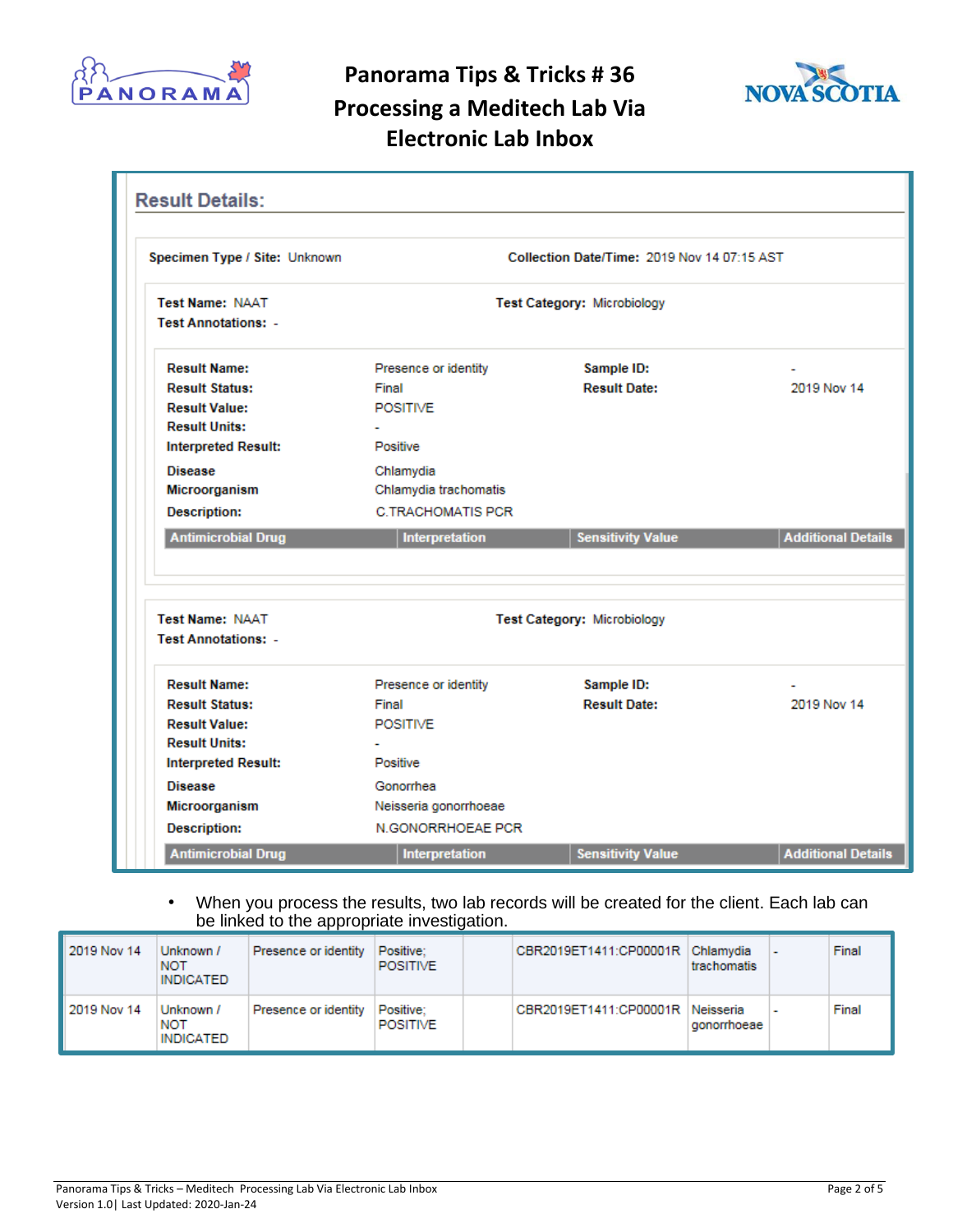## Result Details:

**Specimen Type / Site:** Unknown    **Collection Date/Time:** 2019 Nov 14 07:15 AST

**Test Name:** NAAT    **Test Category:** Microbiology
**Test Annotations:** -

| | | | |
|---|---|---|---|
| **Result Name:** | Presence or identity | **Sample ID:** | - |
| **Result Status:** | Final | **Result Date:** | 2019 Nov 14 |
| **Result Value:** | POSITIVE | | |
| **Result Units:** | - | | |
| **Interpreted Result:** | Positive | | |
| **Disease** | Chlamydia | | |
| **Microorganism** | Chlamydia trachomatis | | |
| **Description:** | C.TRACHOMATIS PCR | | |

| Antimicrobial Drug | Interpretation | Sensitivity Value | Additional Details |
|---|---|---|---|

**Test Name:** NAAT    **Test Category:** Microbiology
**Test Annotations:** -

| | | | |
|---|---|---|---|
| **Result Name:** | Presence or identity | **Sample ID:** | - |
| **Result Status:** | Final | **Result Date:** | 2019 Nov 14 |
| **Result Value:** | POSITIVE | | |
| **Result Units:** | - | | |
| **Interpreted Result:** | Positive | | |
| **Disease** | Gonorrhea | | |
| **Microorganism** | Neisseria gonorrhoeae | | |
| **Description:** | N.GONORRHOEAE PCR | | |

| Antimicrobial Drug | Interpretation | Sensitivity Value | Additional Details |
|---|---|---|---|

- When you process the results, two lab records will be created for the client. Each lab can be linked to the appropriate investigation.

| | | | | | | | | |
|---|---|---|---|---|---|---|---|---|
| 2019 Nov 14 | Unknown / NOT INDICATED | Presence or identity | Positive; POSITIVE | | CBR2019ET1411:CP00001R | Chlamydia trachomatis | - | Final |
| 2019 Nov 14 | Unknown / NOT INDICATED | Presence or identity | Positive; POSITIVE | | CBR2019ET1411:CP00001R | Neisseria gonorrhoeae | - | Final |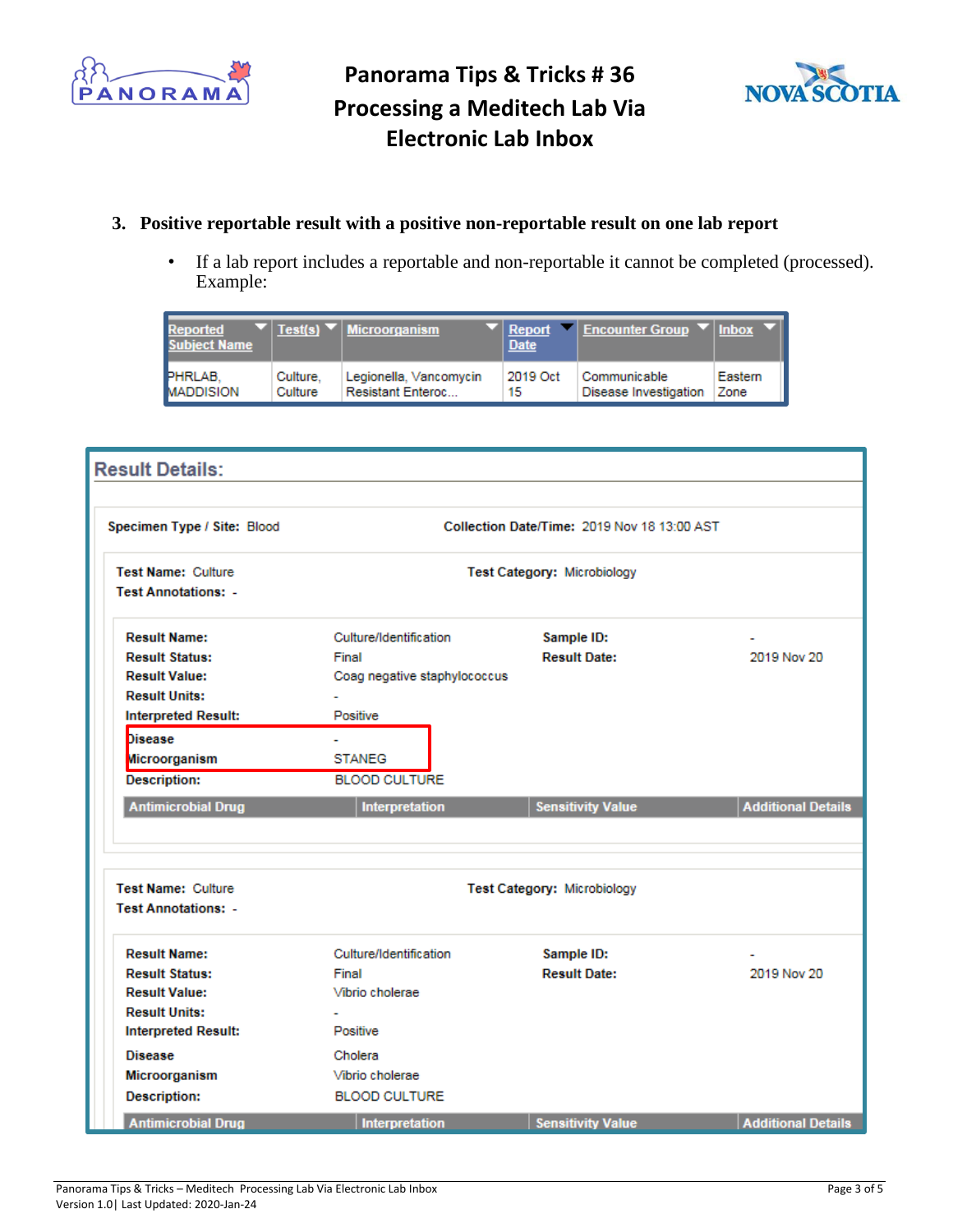3. **Positive reportable result with a positive non-reportable result on one lab report**

   - If a lab report includes a reportable and non-reportable it cannot be completed (processed). Example:

| Reported Subject Name | Test(s) | Microorganism | Report Date | Encounter Group | Inbox |
|---|---|---|---|---|---|
| PHRLAB, MADDISION | Culture, Culture | Legionella, Vancomycin Resistant Enteroc... | 2019 Oct 15 | Communicable Disease Investigation | Eastern Zone |

**Result Details:**

**Specimen Type / Site:** Blood **Collection Date/Time:** 2019 Nov 18 13:00 AST

**Test Name:** Culture **Test Category:** Microbiology
**Test Annotations:** -

| | | | |
|---|---|---|---|
| **Result Name:** | Culture/Identification | **Sample ID:** | - |
| **Result Status:** | Final | **Result Date:** | 2019 Nov 20 |
| **Result Value:** | Coag negative staphylococcus | | |
| **Result Units:** | - | | |
| **Interpreted Result:** | Positive | | |
| **Disease** | - | | |
| **Microorganism** | STANEG | | |
| **Description:** | BLOOD CULTURE | | |

| Antimicrobial Drug | Interpretation | Sensitivity Value | Additional Details |
|---|---|---|---|

**Test Name:** Culture **Test Category:** Microbiology
**Test Annotations:** -

| | | | |
|---|---|---|---|
| **Result Name:** | Culture/Identification | **Sample ID:** | - |
| **Result Status:** | Final | **Result Date:** | 2019 Nov 20 |
| **Result Value:** | Vibrio cholerae | | |
| **Result Units:** | - | | |
| **Interpreted Result:** | Positive | | |
| **Disease** | Cholera | | |
| **Microorganism** | Vibrio cholerae | | |
| **Description:** | BLOOD CULTURE | | |

| Antimicrobial Drug | Interpretation | Sensitivity Value | Additional Details |
|---|---|---|---|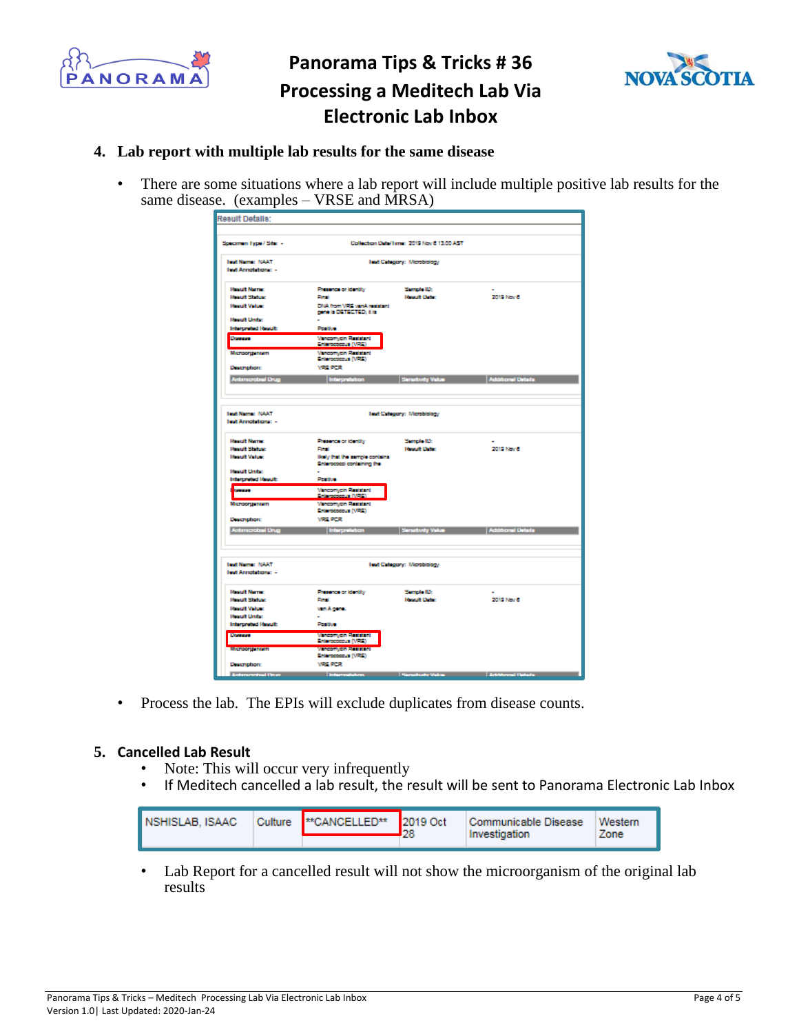### 4. Lab report with multiple lab results for the same disease

- There are some situations where a lab report will include multiple positive lab results for the same disease. (examples – VRSE and MRSA)

- Process the lab. The EPIs will exclude duplicates from disease counts.

### 5. Cancelled Lab Result

- Note: This will occur very infrequently
- If Meditech cancelled a lab result, the result will be sent to Panorama Electronic Lab Inbox

| NSHISLAB, ISAAC | Culture | **CANCELLED** | 2019 Oct 28 | Communicable Disease Investigation | Western Zone |
|---|---|---|---|---|---|

- Lab Report for a cancelled result will not show the microorganism of the original lab results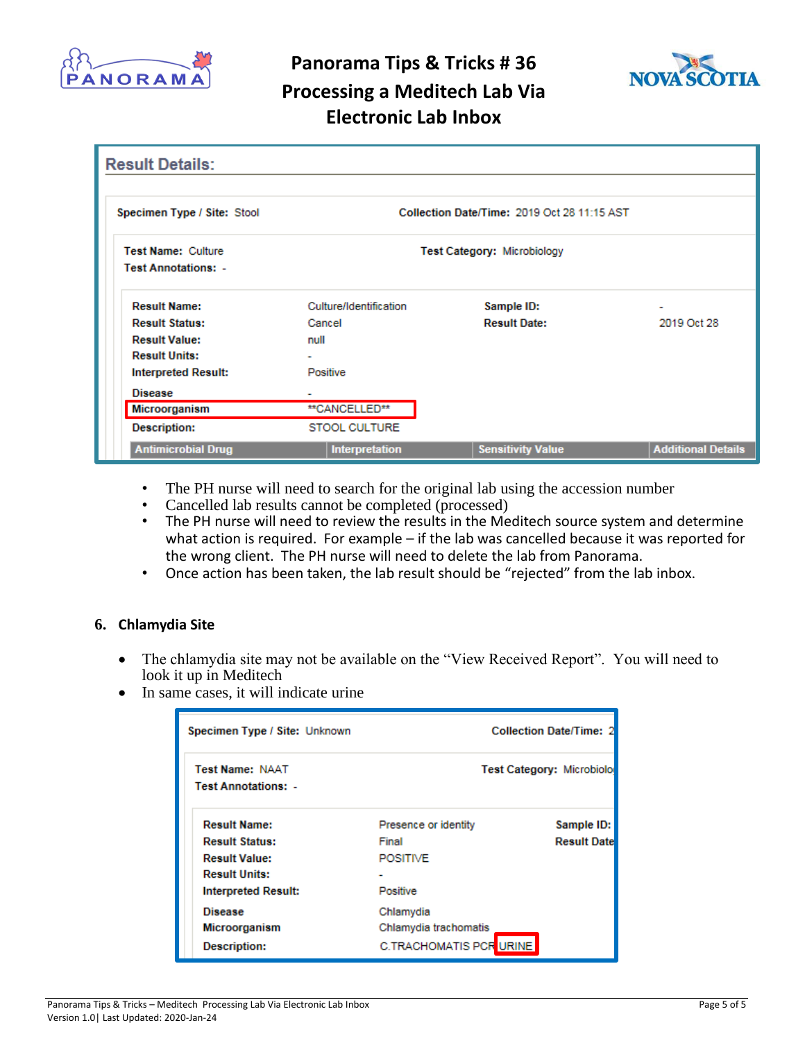# Panorama Tips & Tricks # 36 Processing a Meditech Lab Via Electronic Lab Inbox

**Result Details:**

**Specimen Type / Site:** Stool **Collection Date/Time:** 2019 Oct 28 11:15 AST

**Test Name:** Culture **Test Category:** Microbiology
**Test Annotations:** -

| | | | |
|---|---|---|---|
| **Result Name:** | Culture/Identification | **Sample ID:** | - |
| **Result Status:** | Cancel | **Result Date:** | 2019 Oct 28 |
| **Result Value:** | null | | |
| **Result Units:** | - | | |
| **Interpreted Result:** | Positive | | |
| **Disease** | - | | |
| **Microorganism** | **CANCELLED** | | |
| **Description:** | STOOL CULTURE | | |

| Antimicrobial Drug | Interpretation | Sensitivity Value | Additional Details |
|---|---|---|---|

- The PH nurse will need to search for the original lab using the accession number
- Cancelled lab results cannot be completed (processed)
- The PH nurse will need to review the results in the Meditech source system and determine what action is required. For example – if the lab was cancelled because it was reported for the wrong client. The PH nurse will need to delete the lab from Panorama.
- Once action has been taken, the lab result should be "rejected" from the lab inbox.

## 6. Chlamydia Site

- The chlamydia site may not be available on the "View Received Report". You will need to look it up in Meditech
- In same cases, it will indicate urine

**Specimen Type / Site:** Unknown **Collection Date/Time:** 2

**Test Name:** NAAT **Test Category:** Microbiolo
**Test Annotations:** -

| | | |
|---|---|---|
| **Result Name:** | Presence or identity | **Sample ID:** |
| **Result Status:** | Final | **Result Date** |
| **Result Value:** | POSITIVE | |
| **Result Units:** | - | |
| **Interpreted Result:** | Positive | |
| **Disease** | Chlamydia | |
| **Microorganism** | Chlamydia trachomatis | |
| **Description:** | C.TRACHOMATIS PCR URINE | |

Panorama Tips & Tricks – Meditech Processing Lab Via Electronic Lab Inbox
Version 1.0| Last Updated: 2020-Jan-24